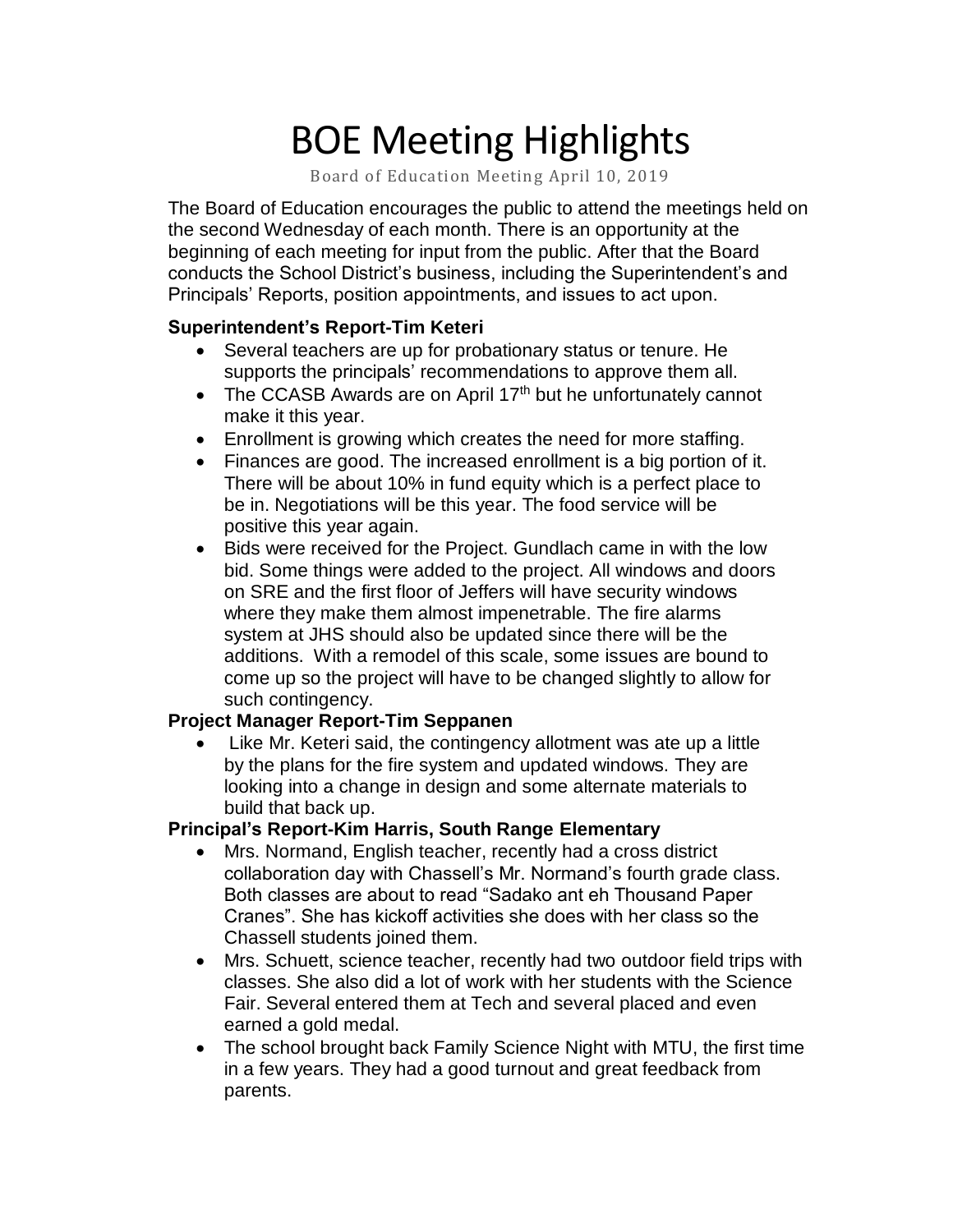# BOE Meeting Highlights

Board of Education Meeting April 10, 2019

The Board of Education encourages the public to attend the meetings held on the second Wednesday of each month. There is an opportunity at the beginning of each meeting for input from the public. After that the Board conducts the School District's business, including the Superintendent's and Principals' Reports, position appointments, and issues to act upon.

**Superintendent's Report-Tim Keteri**

- Several teachers are up for probationary status or tenure. He supports the principals' recommendations to approve them all.
- The CCASB Awards are on April 17th but he unfortunately cannot make it this year.
- Enrollment is growing which creates the need for more staffing.
- Finances are good. The increased enrollment is a big portion of it. There will be about 10% in fund equity which is a perfect place to be in. Negotiations will be this year. The food service will be positive this year again.
- Bids were received for the Project. Gundlach came in with the low bid. Some things were added to the project. All windows and doors on SRE and the first floor of Jeffers will have security windows where they make them almost impenetrable. The fire alarms system at JHS should also be updated since there will be the additions. With a remodel of this scale, some issues are bound to come up so the project will have to be changed slightly to allow for such contingency.

**Project Manager Report-Tim Seppanen**

- Like Mr. Keteri said, the contingency allotment was ate up a little by the plans for the fire system and updated windows. They are looking into a change in design and some alternate materials to build that back up.

**Principal's Report-Kim Harris, South Range Elementary**

- Mrs. Normand, English teacher, recently had a cross district collaboration day with Chassell's Mr. Normand's fourth grade class. Both classes are about to read "Sadako ant eh Thousand Paper Cranes". She has kickoff activities she does with her class so the Chassell students joined them.
- Mrs. Schuett, science teacher, recently had two outdoor field trips with classes. She also did a lot of work with her students with the Science Fair. Several entered them at Tech and several placed and even earned a gold medal.
- The school brought back Family Science Night with MTU, the first time in a few years. They had a good turnout and great feedback from parents.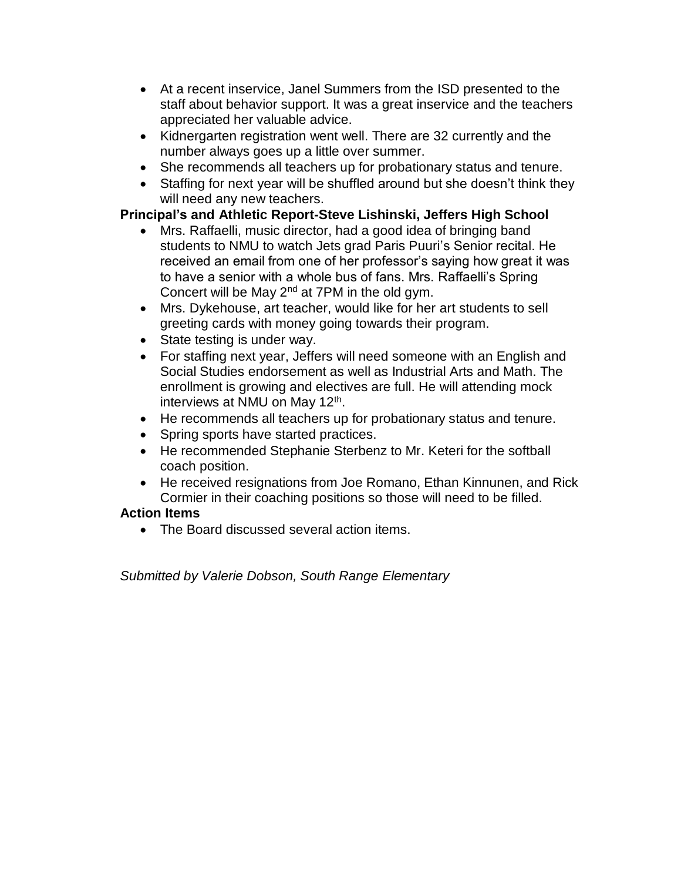- At a recent inservice, Janel Summers from the ISD presented to the staff about behavior support. It was a great inservice and the teachers appreciated her valuable advice.
- Kidnergarten registration went well. There are 32 currently and the number always goes up a little over summer.
- She recommends all teachers up for probationary status and tenure.
- Staffing for next year will be shuffled around but she doesn't think they will need any new teachers.

**Principal's and Athletic Report-Steve Lishinski, Jeffers High School**

- Mrs. Raffaelli, music director, had a good idea of bringing band students to NMU to watch Jets grad Paris Puuri's Senior recital. He received an email from one of her professor's saying how great it was to have a senior with a whole bus of fans. Mrs. Raffaelli's Spring Concert will be May 2nd at 7PM in the old gym.
- Mrs. Dykehouse, art teacher, would like for her art students to sell greeting cards with money going towards their program.
- State testing is under way.
- For staffing next year, Jeffers will need someone with an English and Social Studies endorsement as well as Industrial Arts and Math. The enrollment is growing and electives are full. He will attending mock interviews at NMU on May 12th.
- He recommends all teachers up for probationary status and tenure.
- Spring sports have started practices.
- He recommended Stephanie Sterbenz to Mr. Keteri for the softball coach position.
- He received resignations from Joe Romano, Ethan Kinnunen, and Rick Cormier in their coaching positions so those will need to be filled.

**Action Items**

- The Board discussed several action items.

*Submitted by Valerie Dobson, South Range Elementary*